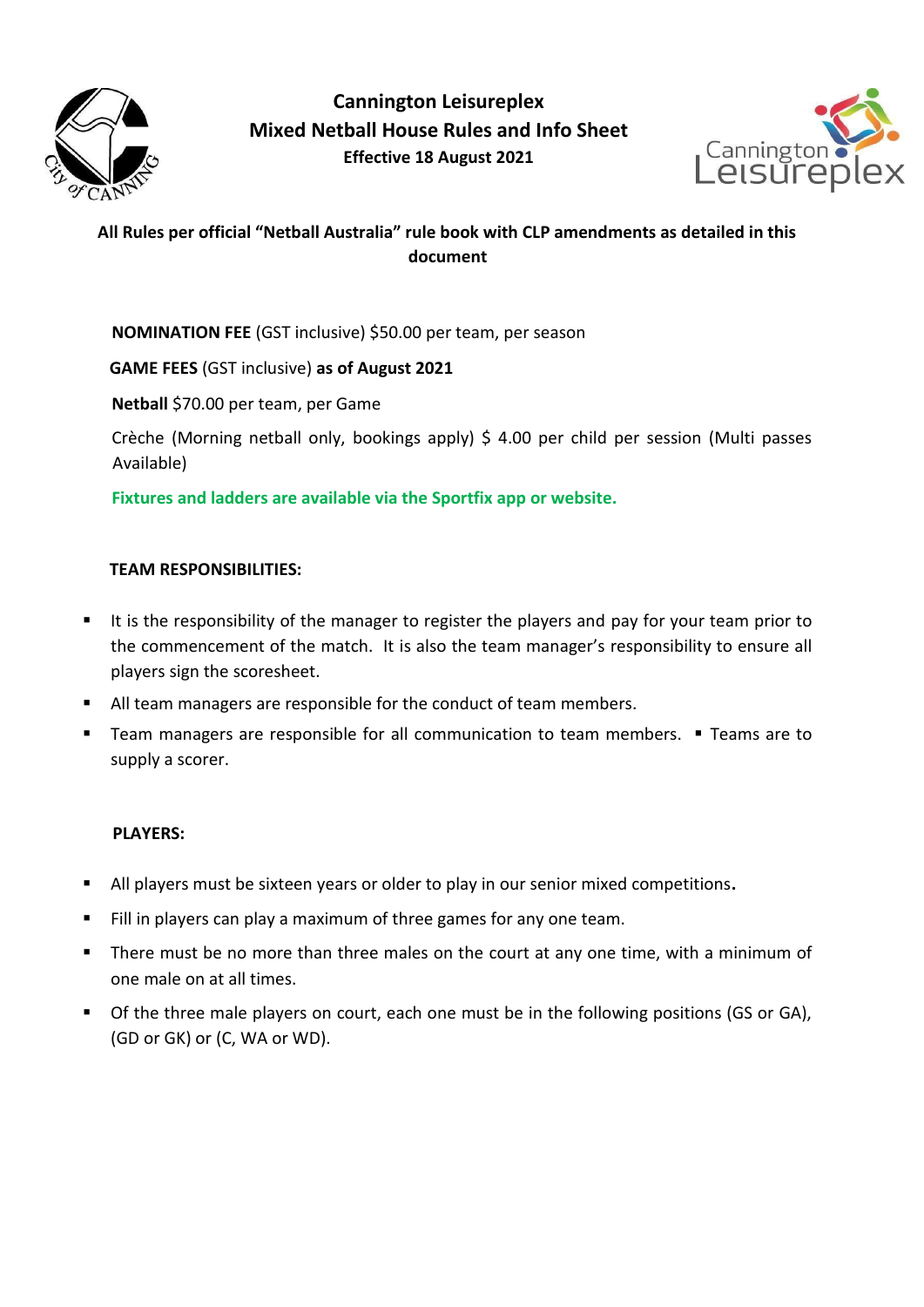# Cannington Leisureplex
## Mixed Netball House Rules and Info Sheet
### Effective 18 August 2021

**All Rules per official "Netball Australia" rule book with CLP amendments as detailed in this document**

**NOMINATION FEE** (GST inclusive) $50.00 per team, per season

**GAME FEES** (GST inclusive) **as of August 2021**

**Netball** $70.00 per team, per Game

Crèche (Morning netball only, bookings apply) $ 4.00 per child per session (Multi passes Available)

**Fixtures and ladders are available via the Sportfix app or website.**

**TEAM RESPONSIBILITIES:**

- It is the responsibility of the manager to register the players and pay for your team prior to the commencement of the match. It is also the team manager's responsibility to ensure all players sign the scoresheet.
- All team managers are responsible for the conduct of team members.
- Team managers are responsible for all communication to team members.
- Teams are to supply a scorer.

**PLAYERS:**

- All players must be sixteen years or older to play in our senior mixed competitions**.**
- Fill in players can play a maximum of three games for any one team.
- There must be no more than three males on the court at any one time, with a minimum of one male on at all times.
- Of the three male players on court, each one must be in the following positions (GS or GA), (GD or GK) or (C, WA or WD).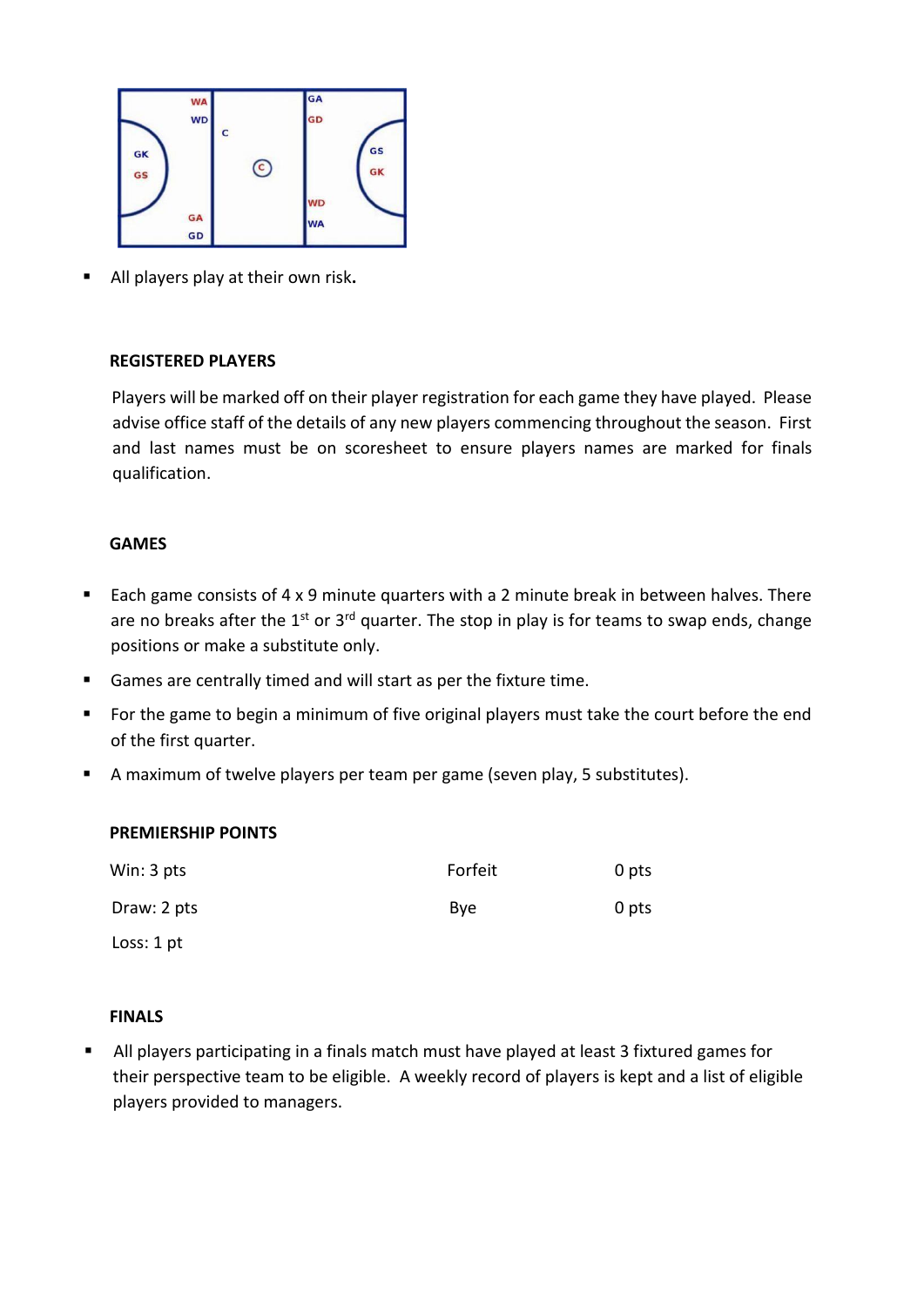- All players play at their own risk.

### REGISTERED PLAYERS

Players will be marked off on their player registration for each game they have played. Please advise office staff of the details of any new players commencing throughout the season. First and last names must be on scoresheet to ensure players names are marked for finals qualification.

### GAMES

- Each game consists of 4 x 9 minute quarters with a 2 minute break in between halves. There are no breaks after the 1st or 3rd quarter. The stop in play is for teams to swap ends, change positions or make a substitute only.
- Games are centrally timed and will start as per the fixture time.
- For the game to begin a minimum of five original players must take the court before the end of the first quarter.
- A maximum of twelve players per team per game (seven play, 5 substitutes).

### PREMIERSHIP POINTS

| | | |
|---|---|---|
| Win: 3 pts | Forfeit | 0 pts |
| Draw: 2 pts | Bye | 0 pts |
| Loss: 1 pt | | |

### FINALS

- All players participating in a finals match must have played at least 3 fixtured games for their perspective team to be eligible. A weekly record of players is kept and a list of eligible players provided to managers.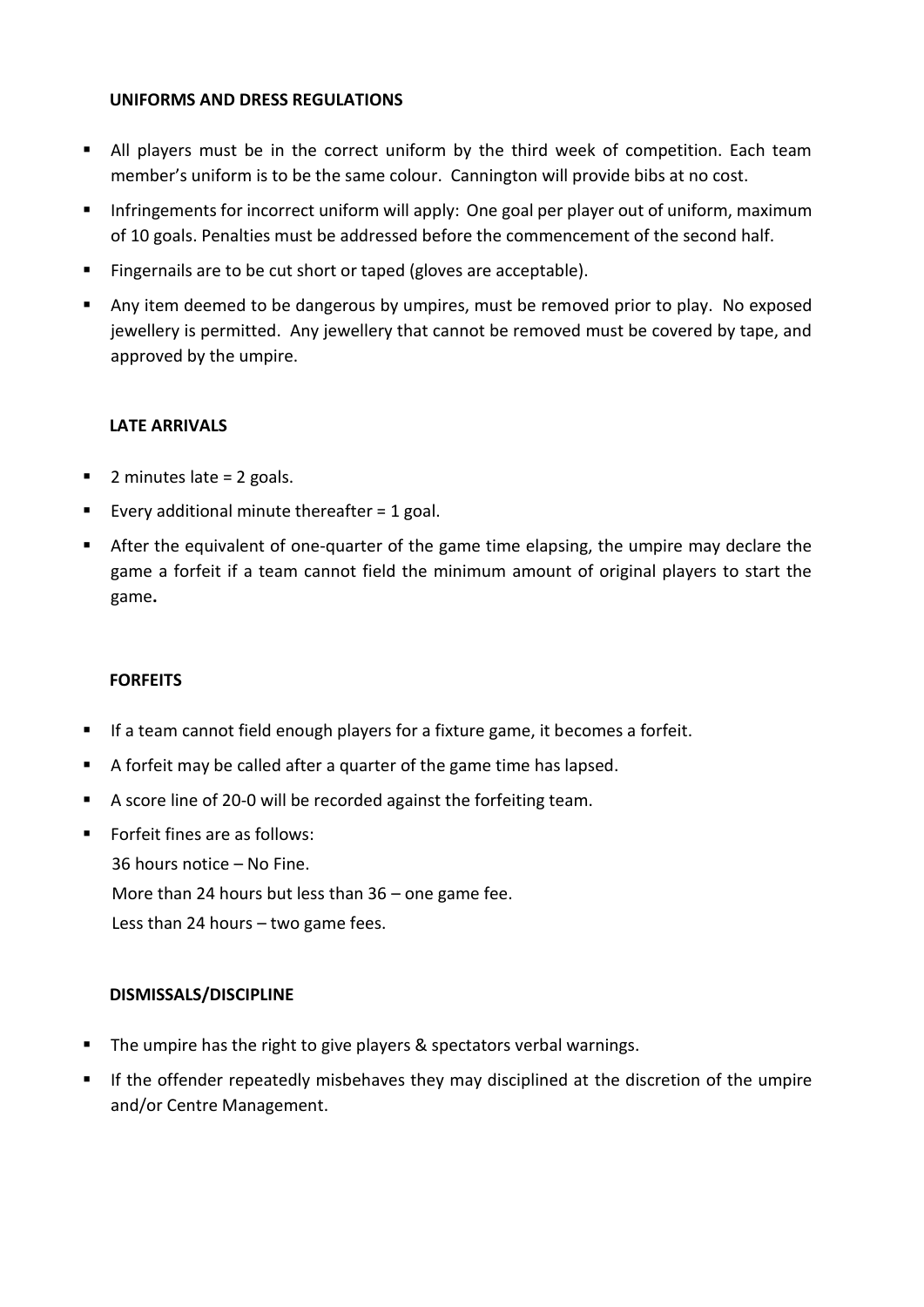### UNIFORMS AND DRESS REGULATIONS

- All players must be in the correct uniform by the third week of competition. Each team member's uniform is to be the same colour. Cannington will provide bibs at no cost.
- Infringements for incorrect uniform will apply: One goal per player out of uniform, maximum of 10 goals. Penalties must be addressed before the commencement of the second half.
- Fingernails are to be cut short or taped (gloves are acceptable).
- Any item deemed to be dangerous by umpires, must be removed prior to play. No exposed jewellery is permitted. Any jewellery that cannot be removed must be covered by tape, and approved by the umpire.

### LATE ARRIVALS

- 2 minutes late = 2 goals.
- Every additional minute thereafter = 1 goal.
- After the equivalent of one-quarter of the game time elapsing, the umpire may declare the game a forfeit if a team cannot field the minimum amount of original players to start the game**.**

### FORFEITS

- If a team cannot field enough players for a fixture game, it becomes a forfeit.
- A forfeit may be called after a quarter of the game time has lapsed.
- A score line of 20-0 will be recorded against the forfeiting team.
- Forfeit fines are as follows:
  36 hours notice – No Fine.
  More than 24 hours but less than 36 – one game fee.
  Less than 24 hours – two game fees.

### DISMISSALS/DISCIPLINE

- The umpire has the right to give players & spectators verbal warnings.
- If the offender repeatedly misbehaves they may disciplined at the discretion of the umpire and/or Centre Management.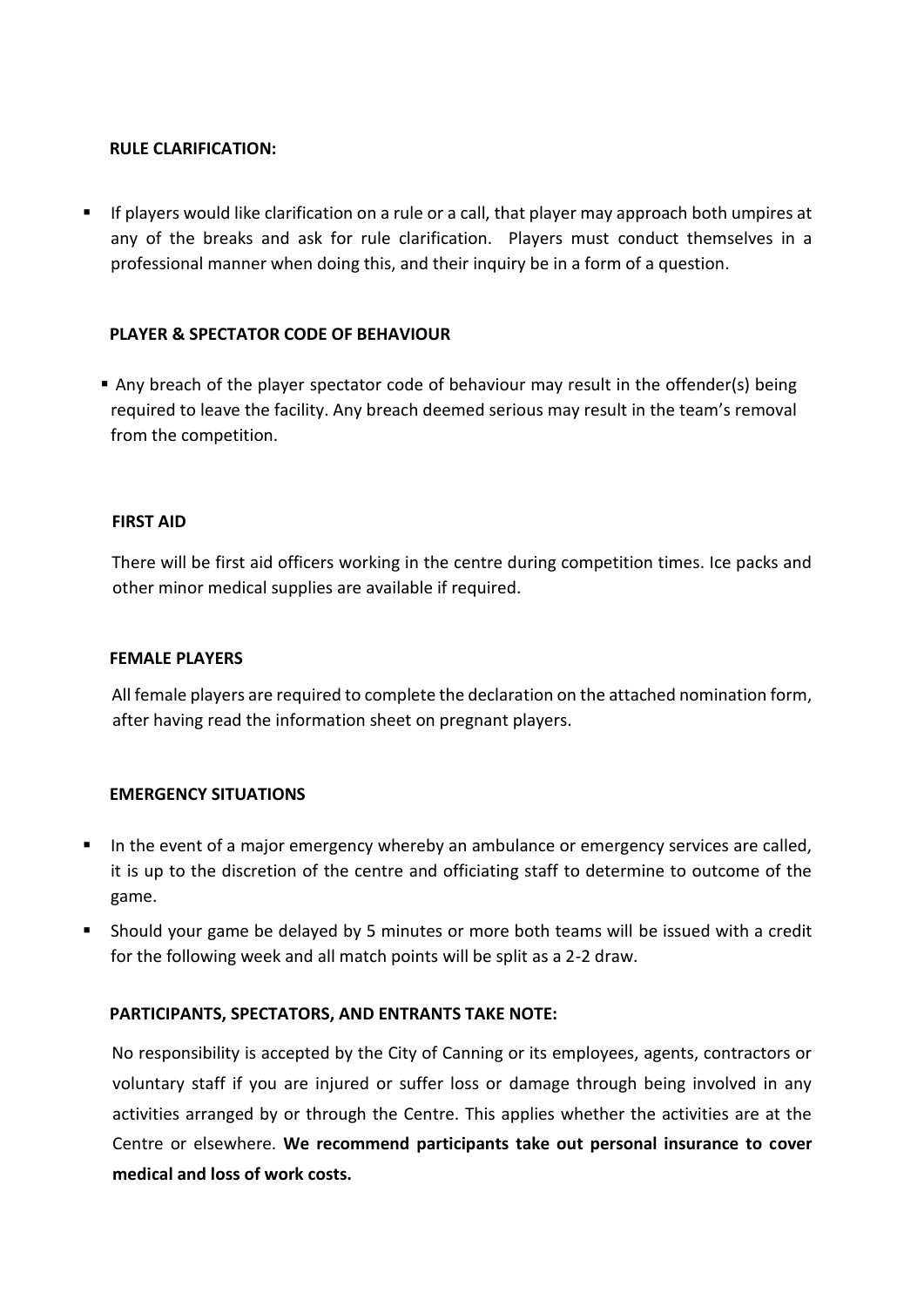## RULE CLARIFICATION:

- If players would like clarification on a rule or a call, that player may approach both umpires at any of the breaks and ask for rule clarification. Players must conduct themselves in a professional manner when doing this, and their inquiry be in a form of a question.

## PLAYER & SPECTATOR CODE OF BEHAVIOUR

- Any breach of the player spectator code of behaviour may result in the offender(s) being required to leave the facility. Any breach deemed serious may result in the team's removal from the competition.

## FIRST AID

There will be first aid officers working in the centre during competition times. Ice packs and other minor medical supplies are available if required.

## FEMALE PLAYERS

All female players are required to complete the declaration on the attached nomination form, after having read the information sheet on pregnant players.

## EMERGENCY SITUATIONS

- In the event of a major emergency whereby an ambulance or emergency services are called, it is up to the discretion of the centre and officiating staff to determine to outcome of the game.
- Should your game be delayed by 5 minutes or more both teams will be issued with a credit for the following week and all match points will be split as a 2-2 draw.

## PARTICIPANTS, SPECTATORS, AND ENTRANTS TAKE NOTE:

No responsibility is accepted by the City of Canning or its employees, agents, contractors or voluntary staff if you are injured or suffer loss or damage through being involved in any activities arranged by or through the Centre. This applies whether the activities are at the Centre or elsewhere. **We recommend participants take out personal insurance to cover medical and loss of work costs.**